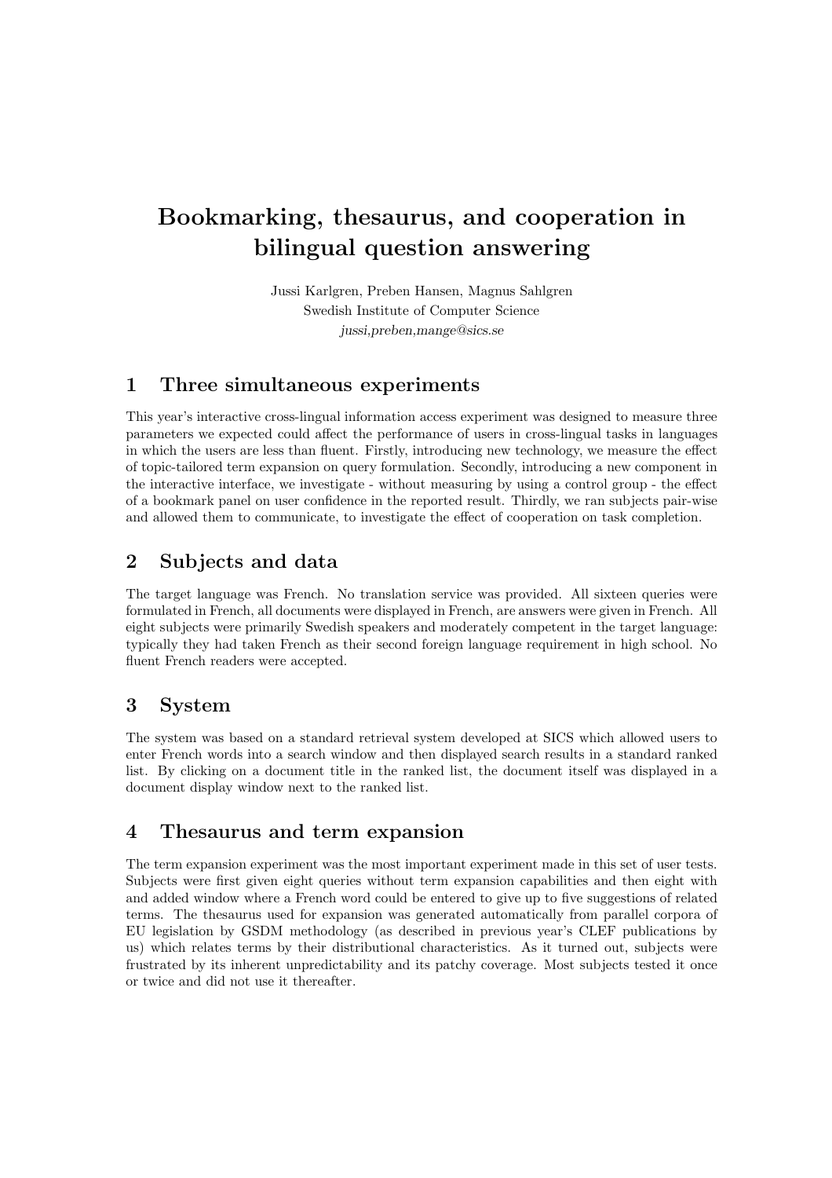# Bookmarking, thesaurus, and cooperation in bilingual question answering

Jussi Karlgren, Preben Hansen, Magnus Sahlgren
Swedish Institute of Computer Science
*jussi,preben,mange@sics.se*

## 1 Three simultaneous experiments

This year's interactive cross-lingual information access experiment was designed to measure three parameters we expected could affect the performance of users in cross-lingual tasks in languages in which the users are less than fluent. Firstly, introducing new technology, we measure the effect of topic-tailored term expansion on query formulation. Secondly, introducing a new component in the interactive interface, we investigate - without measuring by using a control group - the effect of a bookmark panel on user confidence in the reported result. Thirdly, we ran subjects pair-wise and allowed them to communicate, to investigate the effect of cooperation on task completion.

## 2 Subjects and data

The target language was French. No translation service was provided. All sixteen queries were formulated in French, all documents were displayed in French, are answers were given in French. All eight subjects were primarily Swedish speakers and moderately competent in the target language: typically they had taken French as their second foreign language requirement in high school. No fluent French readers were accepted.

## 3 System

The system was based on a standard retrieval system developed at SICS which allowed users to enter French words into a search window and then displayed search results in a standard ranked list. By clicking on a document title in the ranked list, the document itself was displayed in a document display window next to the ranked list.

## 4 Thesaurus and term expansion

The term expansion experiment was the most important experiment made in this set of user tests. Subjects were first given eight queries without term expansion capabilities and then eight with and added window where a French word could be entered to give up to five suggestions of related terms. The thesaurus used for expansion was generated automatically from parallel corpora of EU legislation by GSDM methodology (as described in previous year's CLEF publications by us) which relates terms by their distributional characteristics. As it turned out, subjects were frustrated by its inherent unpredictability and its patchy coverage. Most subjects tested it once or twice and did not use it thereafter.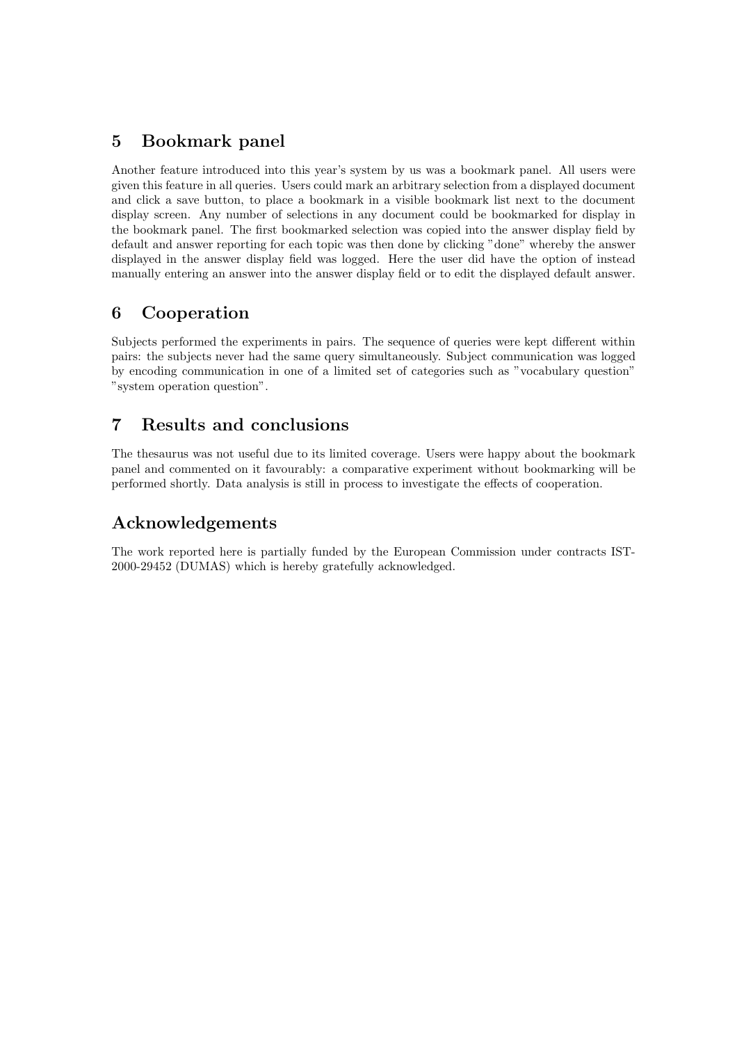## 5 Bookmark panel

Another feature introduced into this year's system by us was a bookmark panel. All users were given this feature in all queries. Users could mark an arbitrary selection from a displayed document and click a save button, to place a bookmark in a visible bookmark list next to the document display screen. Any number of selections in any document could be bookmarked for display in the bookmark panel. The first bookmarked selection was copied into the answer display field by default and answer reporting for each topic was then done by clicking "done" whereby the answer displayed in the answer display field was logged. Here the user did have the option of instead manually entering an answer into the answer display field or to edit the displayed default answer.

## 6 Cooperation

Subjects performed the experiments in pairs. The sequence of queries were kept different within pairs: the subjects never had the same query simultaneously. Subject communication was logged by encoding communication in one of a limited set of categories such as "vocabulary question" "system operation question".

## 7 Results and conclusions

The thesaurus was not useful due to its limited coverage. Users were happy about the bookmark panel and commented on it favourably: a comparative experiment without bookmarking will be performed shortly. Data analysis is still in process to investigate the effects of cooperation.

## Acknowledgements

The work reported here is partially funded by the European Commission under contracts IST-2000-29452 (DUMAS) which is hereby gratefully acknowledged.